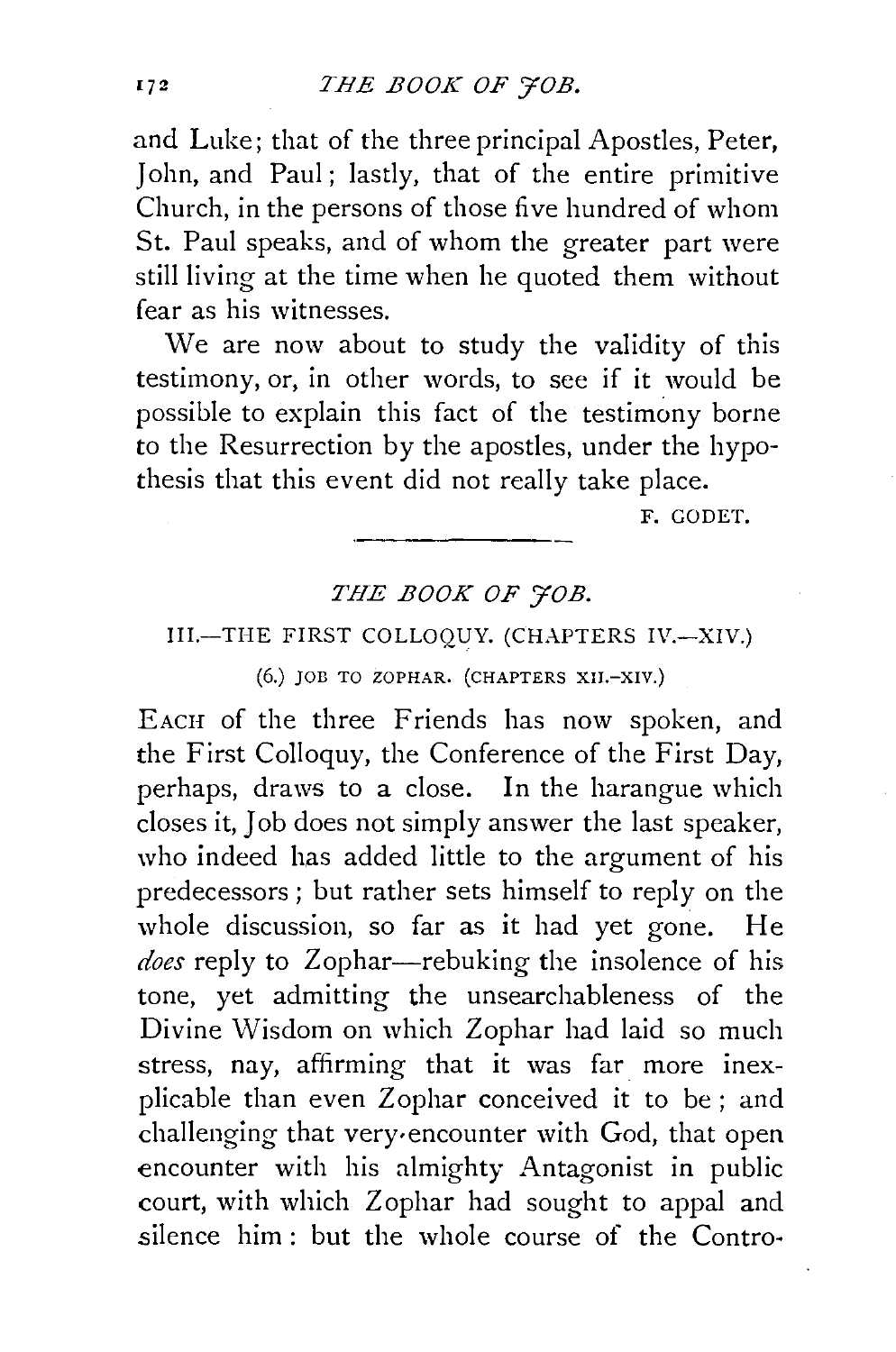and Luke; that of the three principal Apostles, Peter, John, and Paul; lastly, that of the entire primitive Church, in the persons of those five hundred of whom St. Paul speaks, and of whom the greater part were still living at the time when he quoted them without fear as his witnesses.

We are now about to study the validity of this testimony, or, in other words, to see if it would be possible to explain this fact of the testimony borne to the Resurrection by the apostles, under the hypothesis that this event did not really take place.

F. GODET.

---

## *THE BOOK OF JOB.*

### III.—THE FIRST COLLOQUY. (CHAPTERS IV.—XIV.)

#### (6.) JOB TO ZOPHAR. (CHAPTERS XII.-XIV.)

EACH of the three Friends has now spoken, and the First Colloquy, the Conference of the First Day, perhaps, draws to a close. In the harangue which closes it, Job does not simply answer the last speaker, who indeed has added little to the argument of his predecessors; but rather sets himself to reply on the whole discussion, so far as it had yet gone. He *does* reply to Zophar—rebuking the insolence of his tone, yet admitting the unsearchableness of the Divine Wisdom on which Zophar had laid so much stress, nay, affirming that it was far more inexplicable than even Zophar conceived it to be; and challenging that very encounter with God, that open encounter with his almighty Antagonist in public court, with which Zophar had sought to appal and silence him: but the whole course of the Contro-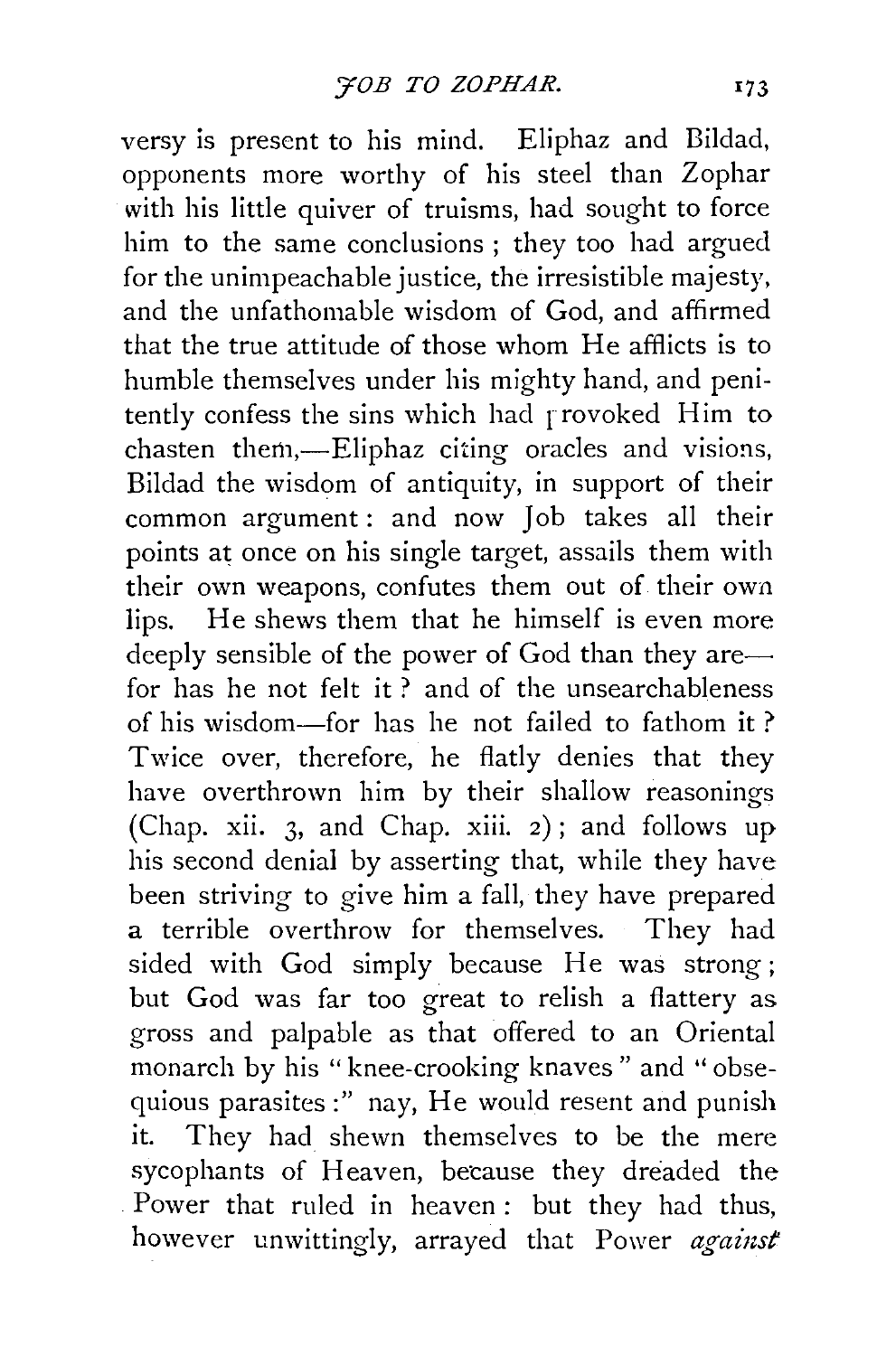versy is present to his mind. Eliphaz and Bildad, opponents more worthy of his steel than Zophar with his little quiver of truisms, had sought to force him to the same conclusions; they too had argued for the unimpeachable justice, the irresistible majesty, and the unfathomable wisdom of God, and affirmed that the true attitude of those whom He afflicts is to humble themselves under his mighty hand, and penitently confess the sins which had provoked Him to chasten them,—Eliphaz citing oracles and visions, Bildad the wisdom of antiquity, in support of their common argument: and now Job takes all their points at once on his single target, assails them with their own weapons, confutes them out of their own lips. He shews them that he himself is even more deeply sensible of the power of God than they are—for has he not felt it? and of the unsearchableness of his wisdom—for has he not failed to fathom it? Twice over, therefore, he flatly denies that they have overthrown him by their shallow reasonings (Chap. xii. 3, and Chap. xiii. 2); and follows up his second denial by asserting that, while they have been striving to give him a fall, they have prepared a terrible overthrow for themselves. They had sided with God simply because He was strong; but God was far too great to relish a flattery as gross and palpable as that offered to an Oriental monarch by his "knee-crooking knaves" and "obsequious parasites:" nay, He would resent and punish it. They had shewn themselves to be the mere sycophants of Heaven, because they dreaded the Power that ruled in heaven: but they had thus, however unwittingly, arrayed that Power *against*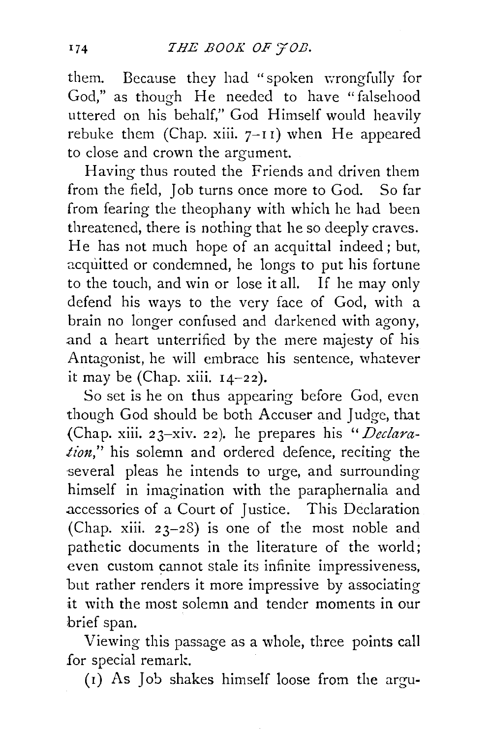them. Because they had "spoken wrongfully for God," as though He needed to have "falsehood uttered on his behalf," God Himself would heavily rebuke them (Chap. xiii. 7–11) when He appeared to close and crown the argument.

Having thus routed the Friends and driven them from the field, Job turns once more to God. So far from fearing the theophany with which he had been threatened, there is nothing that he so deeply craves. He has not much hope of an acquittal indeed; but, acquitted or condemned, he longs to put his fortune to the touch, and win or lose it all. If he may only defend his ways to the very face of God, with a brain no longer confused and darkened with agony, and a heart unterrified by the mere majesty of his Antagonist, he will embrace his sentence, whatever it may be (Chap. xiii. 14–22).

So set is he on thus appearing before God, even though God should be both Accuser and Judge, that (Chap. xiii. 23–xiv. 22). he prepares his "*Declaration*," his solemn and ordered defence, reciting the several pleas he intends to urge, and surrounding himself in imagination with the paraphernalia and accessories of a Court of Justice. This Declaration (Chap. xiii. 23–28) is one of the most noble and pathetic documents in the literature of the world; even custom cannot stale its infinite impressiveness, but rather renders it more impressive by associating it with the most solemn and tender moments in our brief span.

Viewing this passage as a whole, three points call for special remark.

(1) As Job shakes himself loose from the argu-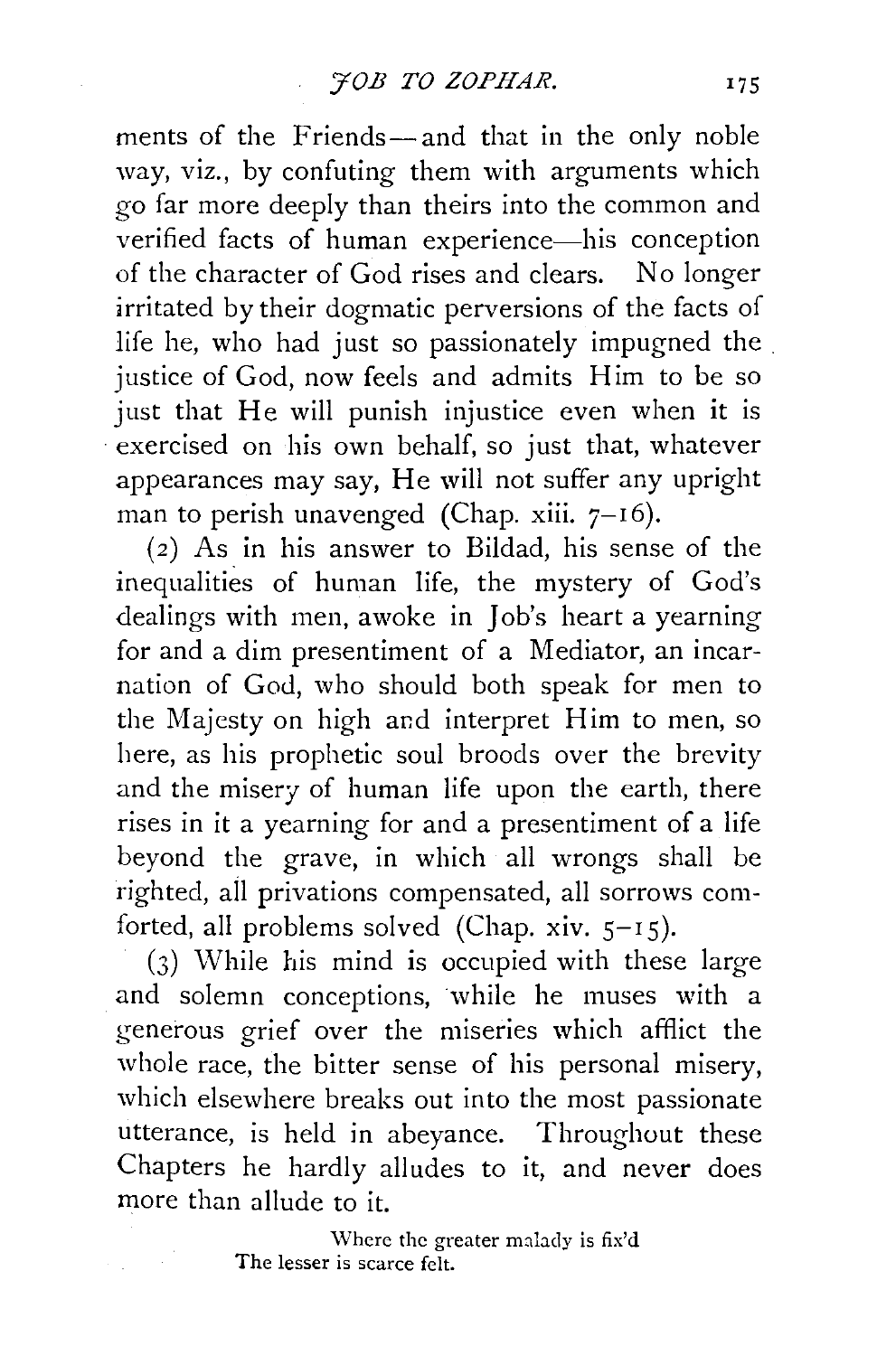ments of the Friends—and that in the only noble way, viz., by confuting them with arguments which go far more deeply than theirs into the common and verified facts of human experience—his conception of the character of God rises and clears. No longer irritated by their dogmatic perversions of the facts of life he, who had just so passionately impugned the justice of God, now feels and admits Him to be so just that He will punish injustice even when it is exercised on his own behalf, so just that, whatever appearances may say, He will not suffer any upright man to perish unavenged (Chap. xiii. 7–16).

(2) As in his answer to Bildad, his sense of the inequalities of human life, the mystery of God's dealings with men, awoke in Job's heart a yearning for and a dim presentiment of a Mediator, an incarnation of God, who should both speak for men to the Majesty on high and interpret Him to men, so here, as his prophetic soul broods over the brevity and the misery of human life upon the earth, there rises in it a yearning for and a presentiment of a life beyond the grave, in which all wrongs shall be righted, all privations compensated, all sorrows comforted, all problems solved (Chap. xiv. 5–15).

(3) While his mind is occupied with these large and solemn conceptions, while he muses with a generous grief over the miseries which afflict the whole race, the bitter sense of his personal misery, which elsewhere breaks out into the most passionate utterance, is held in abeyance. Throughout these Chapters he hardly alludes to it, and never does more than allude to it.

> Where the greater malady is fix'd
> The lesser is scarce felt.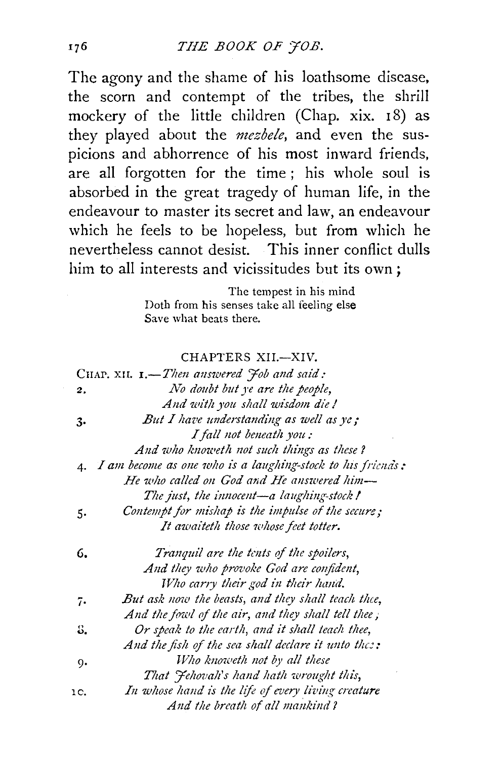The agony and the shame of his loathsome disease, the scorn and contempt of the tribes, the shrill mockery of the little children (Chap. xix. 18) as they played about the *mezbele*, and even the suspicions and abhorrence of his most inward friends, are all forgotten for the time; his whole soul is absorbed in the great tragedy of human life, in the endeavour to master its secret and law, an endeavour which he feels to be hopeless, but from which he nevertheless cannot desist. This inner conflict dulls him to all interests and vicissitudes but its own;

> The tempest in his mind
> Doth from his senses take all feeling else
> Save what beats there.

## CHAPTERS XII.—XIV.

CHAP. XII. 1.—*Then answered Job and said:*

2. *No doubt but ye are the people,*
   *And with you shall wisdom die!*
3. *But I have understanding as well as ye;*
   *I fall not beneath you:*
   *And who knoweth not such things as these?*
4. *I am become as one who is a laughing-stock to his friends:*
   *He who called on God and He answered him—*
   *The just, the innocent—a laughing-stock!*
5. *Contempt for mishap is the impulse of the secure;*
   *It awaiteth those whose feet totter.*

6. *Tranquil are the tents of the spoilers,*
   *And they who provoke God are confident,*
   *Who carry their god in their hand.*
7. *But ask now the beasts, and they shall teach thee,*
   *And the fowl of the air, and they shall tell thee;*
8. *Or speak to the earth, and it shall teach thee,*
   *And the fish of the sea shall declare it unto thee:*
9. *Who knoweth not by all these*
   *That Jehovah's hand hath wrought this,*
10. *In whose hand is the life of every living creature*
    *And the breath of all mankind?*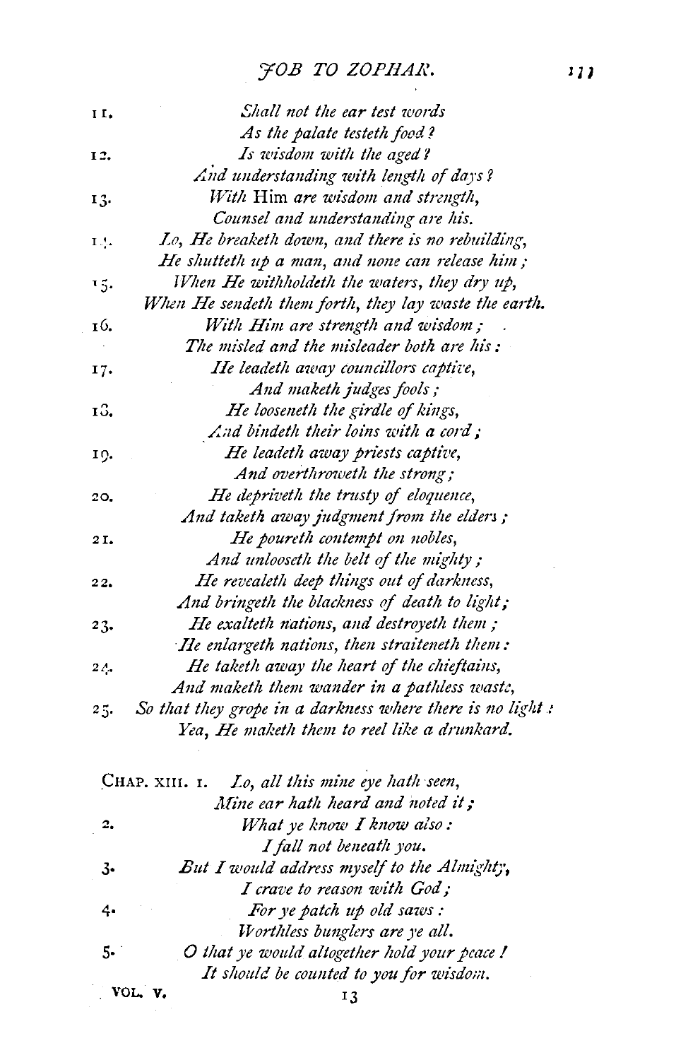11. *Shall not the ear test words*
*As the palate testeth food?*

12. *Is wisdom with the aged?*
*And understanding with length of days?*

13. *With* Him *are wisdom and strength,*
*Counsel and understanding are his.*

14. *Lo, He breaketh down, and there is no rebuilding,*
*He shutteth up a man, and none can release him;*

15. *When He withholdeth the waters, they dry up,*
*When He sendeth them forth, they lay waste the earth.*

16. *With Him are strength and wisdom;*
*The misled and the misleader both are his:*

17. *He leadeth away councillors captive,*
*And maketh judges fools;*

18. *He looseneth the girdle of kings,*
*And bindeth their loins with a cord;*

19. *He leadeth away priests captive,*
*And overthroweth the strong;*

20. *He depriveth the trusty of eloquence,*
*And taketh away judgment from the elders;*

21. *He poureth contempt on nobles,*
*And unlooseth the belt of the mighty;*

22. *He revealeth deep things out of darkness,*
*And bringeth the blackness of death to light;*

23. *He exalteth nations, and destroyeth them;*
*He enlargeth nations, then straiteneth them:*

24. *He taketh away the heart of the chieftains,*
*And maketh them wander in a pathless waste,*

25. *So that they grope in a darkness where there is no light:*
*Yea, He maketh them to reel like a drunkard.*

CHAP. XIII. 1. *Lo, all this mine eye hath seen,*
*Mine ear hath heard and noted it;*

2. *What ye know I know also:*
*I fall not beneath you.*

3. *But I would address myself to the Almighty,*
*I crave to reason with God;*

4. *For ye patch up old saws:*
*Worthless bunglers are ye all.*

5. *O that ye would altogether hold your peace!*
*It should be counted to you for wisdom.*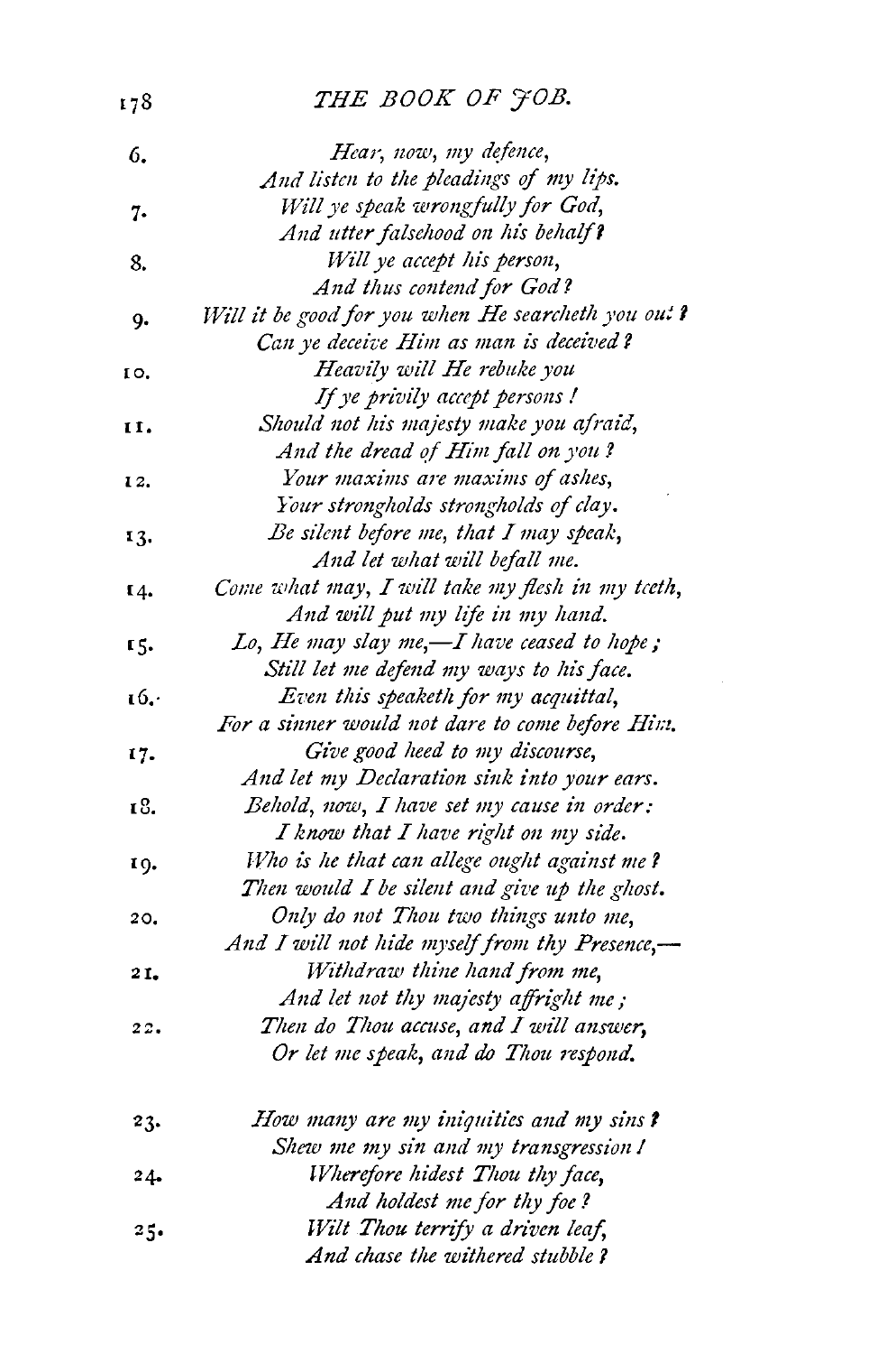6. *Hear, now, my defence,*
*And listen to the pleadings of my lips.*

7. *Will ye speak wrongfully for God,*
*And utter falsehood on his behalf?*

8. *Will ye accept his person,*
*And thus contend for God?*

9. *Will it be good for you when He searcheth you out?*
*Can ye deceive Him as man is deceived?*

10. *Heavily will He rebuke you*
*If ye privily accept persons!*

11. *Should not his majesty make you afraid,*
*And the dread of Him fall on you?*

12. *Your maxims are maxims of ashes,*
*Your strongholds strongholds of clay.*

13. *Be silent before me, that I may speak,*
*And let what will befall me.*

14. *Come what may, I will take my flesh in my teeth,*
*And will put my life in my hand.*

15. *Lo, He may slay me,—I have ceased to hope;*
*Still let me defend my ways to his face.*

16. *Even this speaketh for my acquittal,*
*For a sinner would not dare to come before Him.*

17. *Give good heed to my discourse,*
*And let my Declaration sink into your ears.*

18. *Behold, now, I have set my cause in order:*
*I know that I have right on my side.*

19. *Who is he that can allege ought against me?*
*Then would I be silent and give up the ghost.*

20. *Only do not Thou two things unto me,*
*And I will not hide myself from thy Presence,—*

21. *Withdraw thine hand from me,*
*And let not thy majesty affright me;*

22. *Then do Thou accuse, and I will answer,*
*Or let me speak, and do Thou respond.*

23. *How many are my iniquities and my sins?*
*Shew me my sin and my transgression!*

24. *Wherefore hidest Thou thy face,*
*And holdest me for thy foe?*

25. *Wilt Thou terrify a driven leaf,*
*And chase the withered stubble?*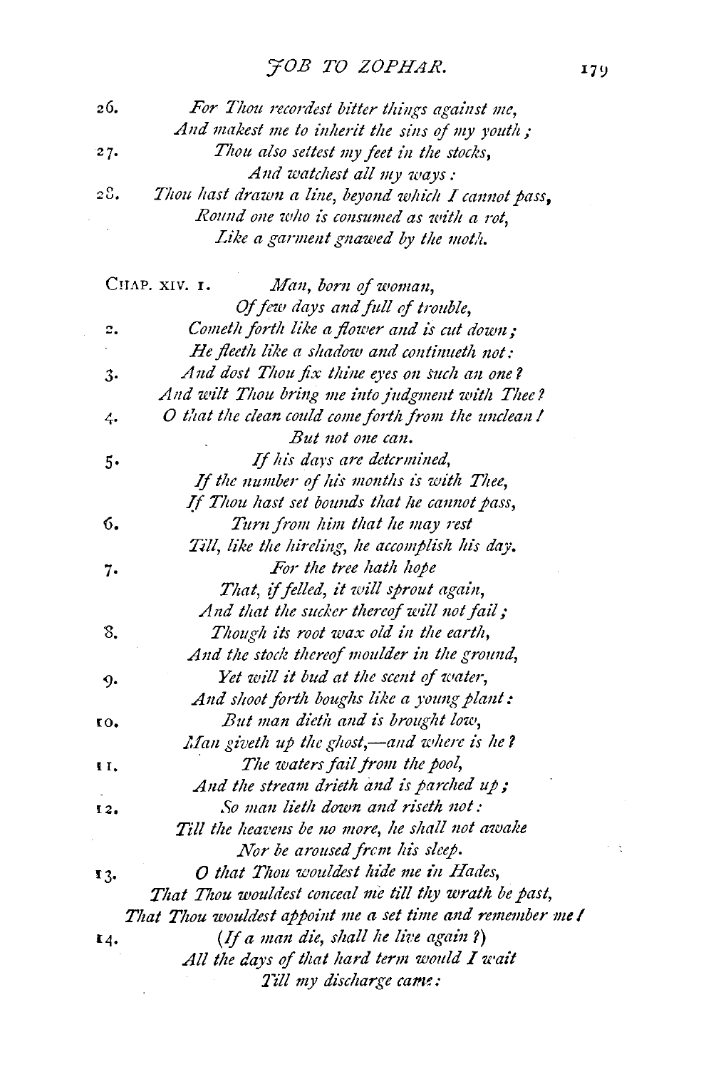26. *For Thou recordest bitter things against me,*
*And makest me to inherit the sins of my youth;*

27. *Thou also settest my feet in the stocks,*
*And watchest all my ways:*

28. *Thou hast drawn a line, beyond which I cannot pass,*
*Round one who is consumed as with a rot,*
*Like a garment gnawed by the moth.*

CHAP. XIV. 1. *Man, born of woman,*
*Of few days and full of trouble,*

2. *Cometh forth like a flower and is cut down;*
*He fleeth like a shadow and continueth not:*

3. *And dost Thou fix thine eyes on such an one?*
*And wilt Thou bring me into judgment with Thee?*

4. *O that the clean could come forth from the unclean!*
*But not one can.*

5. *If his days are determined,*
*If the number of his months is with Thee,*
*If Thou hast set bounds that he cannot pass,*

6. *Turn from him that he may rest*
*Till, like the hireling, he accomplish his day.*

7. *For the tree hath hope*
*That, if felled, it will sprout again,*
*And that the sucker thereof will not fail;*

8. *Though its root wax old in the earth,*
*And the stock thereof moulder in the ground,*

9. *Yet will it bud at the scent of water,*
*And shoot forth boughs like a young plant:*

10. *But man dieth and is brought low,*
*Man giveth up the ghost,—and where is he?*

11. *The waters fail from the pool,*
*And the stream drieth and is parched up;*

12. *So man lieth down and riseth not:*
*Till the heavens be no more, he shall not awake*
*Nor be aroused from his sleep.*

13. *O that Thou wouldest hide me in Hades,*
*That Thou wouldest conceal me till thy wrath be past,*
*That Thou wouldest appoint me a set time and remember me!*

14. *(If a man die, shall he live again?)*
*All the days of that hard term would I wait*
*Till my discharge came:*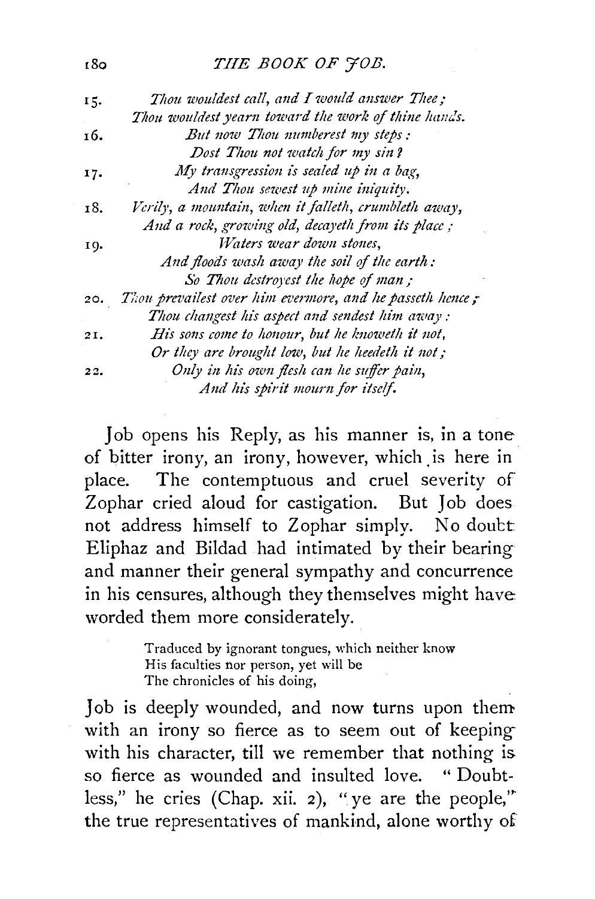15. *Thou wouldest call, and I would answer Thee;*
*Thou wouldest yearn toward the work of thine hands.*

16. *But now Thou numberest my steps:*
*Dost Thou not watch for my sin?*

17. *My transgression is sealed up in a bag,*
*And Thou sewest up mine iniquity.*

18. *Verily, a mountain, when it falleth, crumbleth away,*
*And a rock, growing old, decayeth from its place;*

19. *Waters wear down stones,*
*And floods wash away the soil of the earth:*
*So Thou destroyest the hope of man;*

20. *Thou prevailest over him evermore, and he passeth hence;*
*Thou changest his aspect and sendest him away:*

21. *His sons come to honour, but he knoweth it not,*
*Or they are brought low, but he heedeth it not;*

22. *Only in his own flesh can he suffer pain,*
*And his spirit mourn for itself.*

Job opens his Reply, as his manner is, in a tone of bitter irony, an irony, however, which is here in place. The contemptuous and cruel severity of Zophar cried aloud for castigation. But Job does not address himself to Zophar simply. No doubt Eliphaz and Bildad had intimated by their bearing and manner their general sympathy and concurrence in his censures, although they themselves might have worded them more considerately.

> Traduced by ignorant tongues, which neither know
> His faculties nor person, yet will be
> The chronicles of his doing,

Job is deeply wounded, and now turns upon them with an irony so fierce as to seem out of keeping with his character, till we remember that nothing is so fierce as wounded and insulted love. "Doubtless," he cries (Chap. xii. 2), "ye are the people," the true representatives of mankind, alone worthy of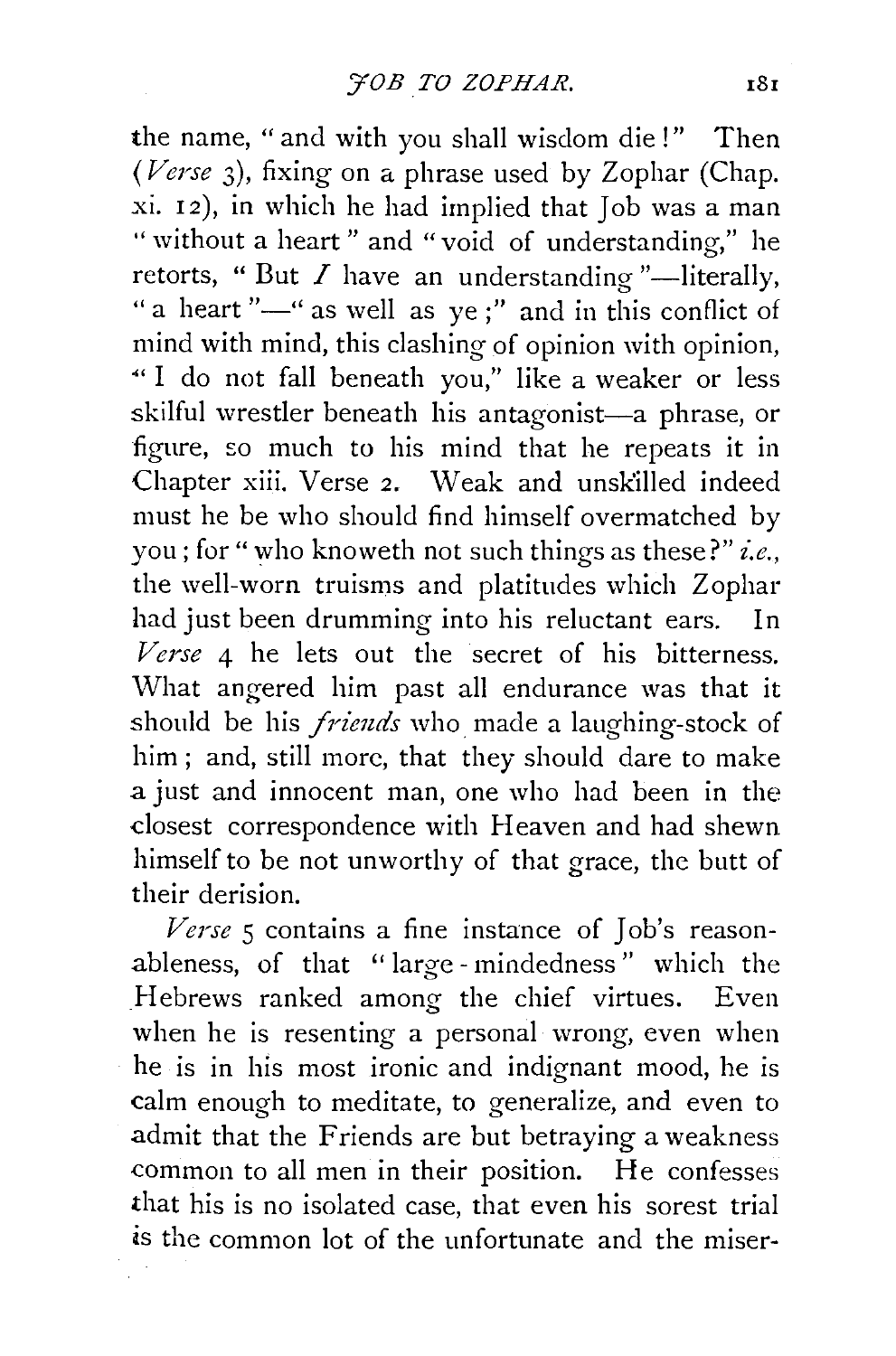the name, "and with you shall wisdom die!" Then (*Verse* 3), fixing on a phrase used by Zophar (Chap. xi. 12), in which he had implied that Job was a man "without a heart" and "void of understanding," he retorts, "But *I* have an understanding"—literally, "a heart"—"as well as ye;" and in this conflict of mind with mind, this clashing of opinion with opinion, "I do not fall beneath you," like a weaker or less skilful wrestler beneath his antagonist—a phrase, or figure, so much to his mind that he repeats it in Chapter xiii. Verse 2. Weak and unskilled indeed must he be who should find himself overmatched by you; for "who knoweth not such things as these?" *i.e.*, the well-worn truisms and platitudes which Zophar had just been drumming into his reluctant ears. In *Verse* 4 he lets out the secret of his bitterness. What angered him past all endurance was that it should be his *friends* who made a laughing-stock of him; and, still more, that they should dare to make a just and innocent man, one who had been in the closest correspondence with Heaven and had shewn himself to be not unworthy of that grace, the butt of their derision.

*Verse* 5 contains a fine instance of Job's reasonableness, of that "large-mindedness" which the Hebrews ranked among the chief virtues. Even when he is resenting a personal wrong, even when he is in his most ironic and indignant mood, he is calm enough to meditate, to generalize, and even to admit that the Friends are but betraying a weakness common to all men in their position. He confesses that his is no isolated case, that even his sorest trial is the common lot of the unfortunate and the miser-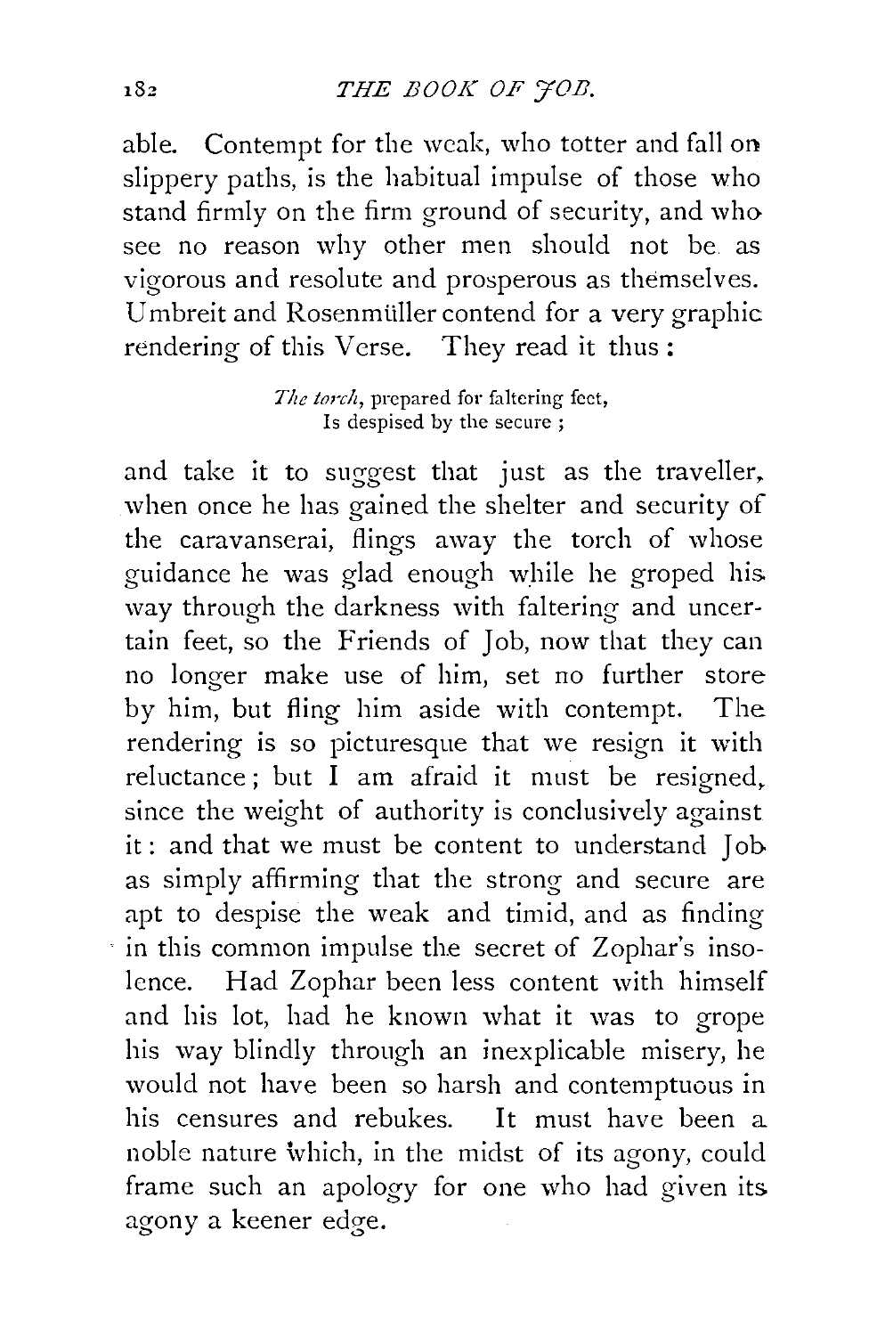able. Contempt for the weak, who totter and fall on slippery paths, is the habitual impulse of those who stand firmly on the firm ground of security, and who see no reason why other men should not be as vigorous and resolute and prosperous as themselves. Umbreit and Rosenmüller contend for a very graphic rendering of this Verse. They read it thus:

> *The torch*, prepared for faltering feet,
> Is despised by the secure;

and take it to suggest that just as the traveller, when once he has gained the shelter and security of the caravanserai, flings away the torch of whose guidance he was glad enough while he groped his way through the darkness with faltering and uncertain feet, so the Friends of Job, now that they can no longer make use of him, set no further store by him, but fling him aside with contempt. The rendering is so picturesque that we resign it with reluctance; but I am afraid it must be resigned, since the weight of authority is conclusively against it: and that we must be content to understand Job as simply affirming that the strong and secure are apt to despise the weak and timid, and as finding in this common impulse the secret of Zophar's insolence. Had Zophar been less content with himself and his lot, had he known what it was to grope his way blindly through an inexplicable misery, he would not have been so harsh and contemptuous in his censures and rebukes. It must have been a noble nature which, in the midst of its agony, could frame such an apology for one who had given its agony a keener edge.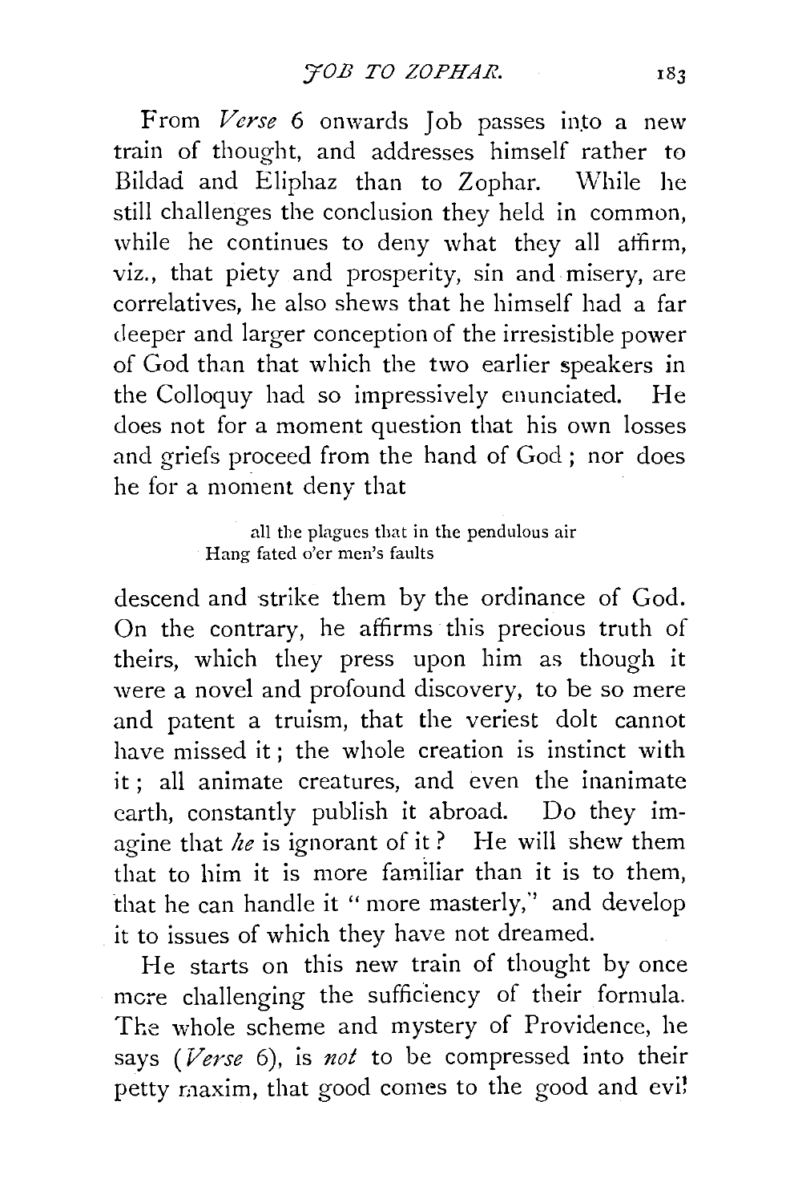From *Verse* 6 onwards Job passes into a new train of thought, and addresses himself rather to Bildad and Eliphaz than to Zophar. While he still challenges the conclusion they held in common, while he continues to deny what they all affirm, viz., that piety and prosperity, sin and misery, are correlatives, he also shews that he himself had a far deeper and larger conception of the irresistible power of God than that which the two earlier speakers in the Colloquy had so impressively enunciated. He does not for a moment question that his own losses and griefs proceed from the hand of God; nor does he for a moment deny that

> all the plagues that in the pendulous air
> Hang fated o'er men's faults

descend and strike them by the ordinance of God. On the contrary, he affirms this precious truth of theirs, which they press upon him as though it were a novel and profound discovery, to be so mere and patent a truism, that the veriest dolt cannot have missed it; the whole creation is instinct with it; all animate creatures, and even the inanimate earth, constantly publish it abroad. Do they imagine that *he* is ignorant of it? He will shew them that to him it is more familiar than it is to them, that he can handle it "more masterly," and develop it to issues of which they have not dreamed.

He starts on this new train of thought by once more challenging the sufficiency of their formula. The whole scheme and mystery of Providence, he says (*Verse* 6), is *not* to be compressed into their petty maxim, that good comes to the good and evil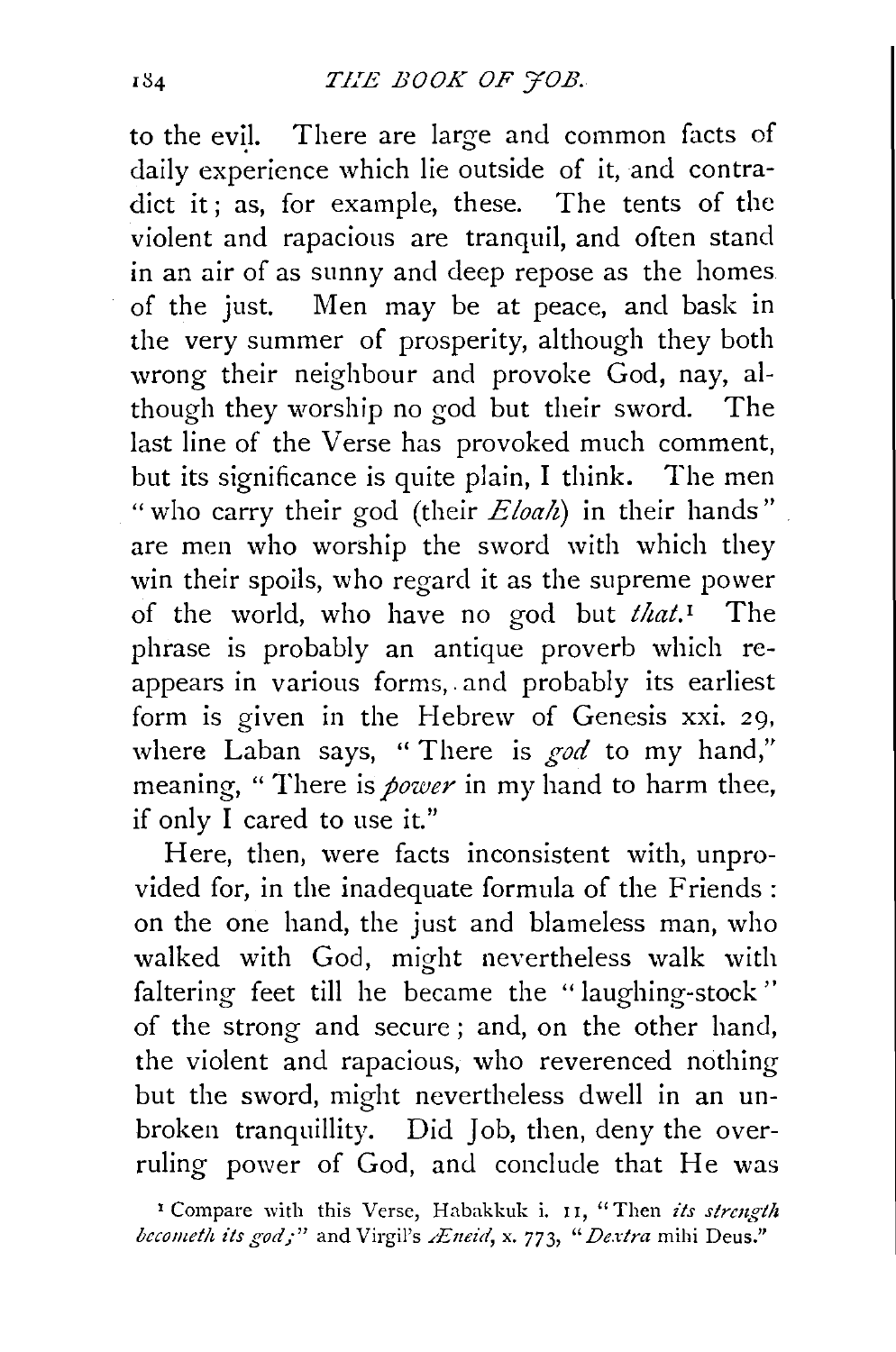to the evil. There are large and common facts of daily experience which lie outside of it, and contradict it; as, for example, these. The tents of the violent and rapacious are tranquil, and often stand in an air of as sunny and deep repose as the homes of the just. Men may be at peace, and bask in the very summer of prosperity, although they both wrong their neighbour and provoke God, nay, although they worship no god but their sword. The last line of the Verse has provoked much comment, but its significance is quite plain, I think. The men "who carry their god (their *Eloah*) in their hands" are men who worship the sword with which they win their spoils, who regard it as the supreme power of the world, who have no god but *that*.[1] The phrase is probably an antique proverb which reappears in various forms, and probably its earliest form is given in the Hebrew of Genesis xxi. 29, where Laban says, "There is *god* to my hand," meaning, "There is *power* in my hand to harm thee, if only I cared to use it."

Here, then, were facts inconsistent with, unprovided for, in the inadequate formula of the Friends: on the one hand, the just and blameless man, who walked with God, might nevertheless walk with faltering feet till he became the "laughing-stock" of the strong and secure; and, on the other hand, the violent and rapacious, who reverenced nothing but the sword, might nevertheless dwell in an unbroken tranquillity. Did Job, then, deny the overruling power of God, and conclude that He was

[1] Compare with this Verse, Habakkuk i. 11, "Then *its strength becometh its god;*" and Virgil's *Æneid*, x. 773, "*Dextra* mihi Deus."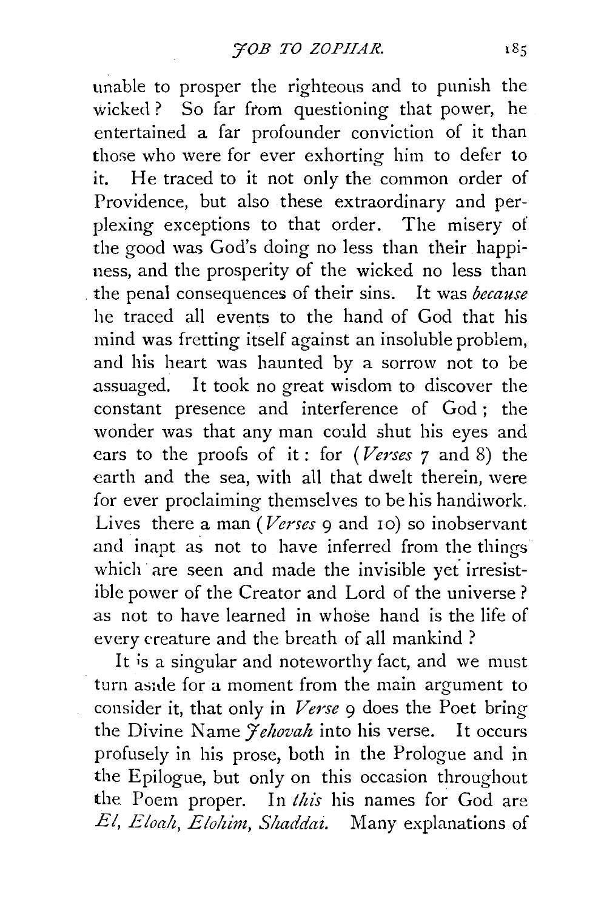unable to prosper the righteous and to punish the wicked? So far from questioning that power, he entertained a far profounder conviction of it than those who were for ever exhorting him to defer to it. He traced to it not only the common order of Providence, but also these extraordinary and perplexing exceptions to that order. The misery of the good was God's doing no less than their happiness, and the prosperity of the wicked no less than the penal consequences of their sins. It was *because* he traced all events to the hand of God that his mind was fretting itself against an insoluble problem, and his heart was haunted by a sorrow not to be assuaged. It took no great wisdom to discover the constant presence and interference of God; the wonder was that any man could shut his eyes and ears to the proofs of it: for (*Verses* 7 and 8) the earth and the sea, with all that dwelt therein, were for ever proclaiming themselves to be his handiwork. Lives there a man (*Verses* 9 and 10) so inobservant and inapt as not to have inferred from the things which are seen and made the invisible yet irresistible power of the Creator and Lord of the universe? as not to have learned in whose hand is the life of every creature and the breath of all mankind?

It is a singular and noteworthy fact, and we must turn aside for a moment from the main argument to consider it, that only in *Verse* 9 does the Poet bring the Divine Name *Jehovah* into his verse. It occurs profusely in his prose, both in the Prologue and in the Epilogue, but only on this occasion throughout the Poem proper. In *this* his names for God are *El*, *Eloah*, *Elohim*, *Shaddai*. Many explanations of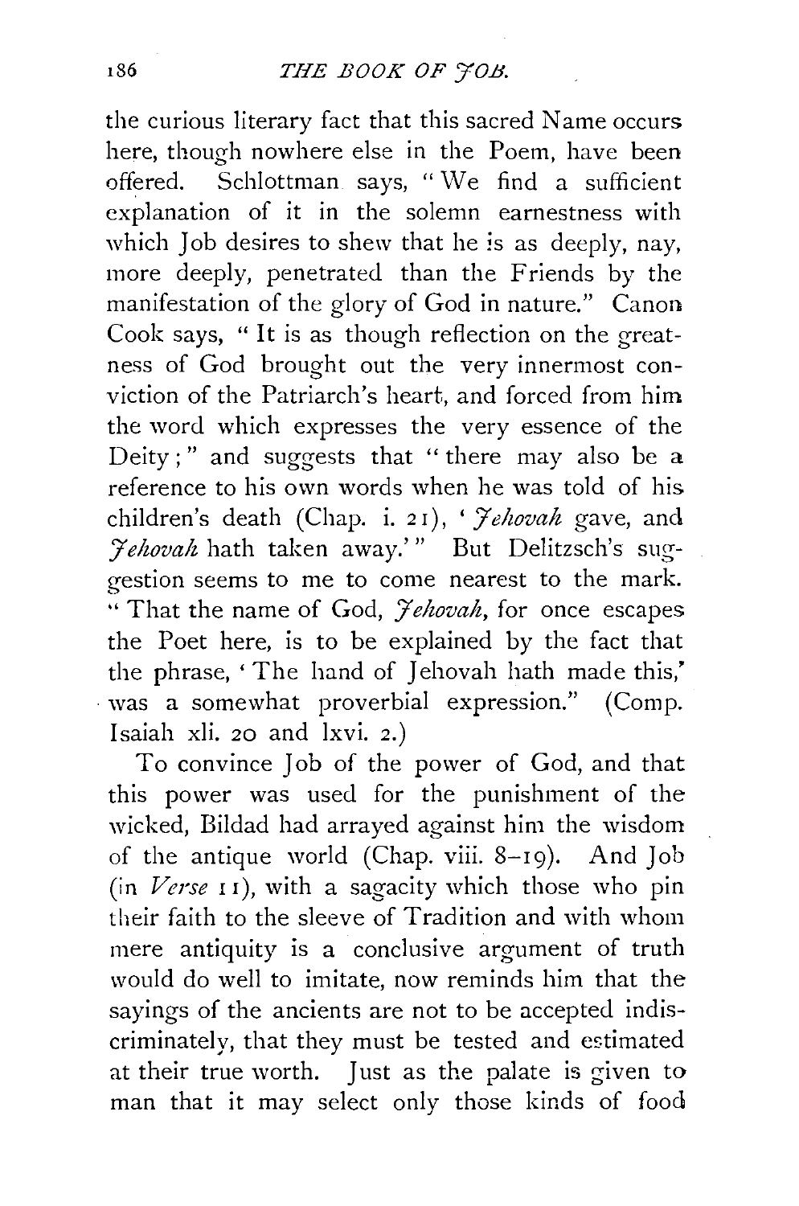the curious literary fact that this sacred Name occurs here, though nowhere else in the Poem, have been offered. Schlottman says, "We find a sufficient explanation of it in the solemn earnestness with which Job desires to shew that he is as deeply, nay, more deeply, penetrated than the Friends by the manifestation of the glory of God in nature." Canon Cook says, "It is as though reflection on the greatness of God brought out the very innermost conviction of the Patriarch's heart, and forced from him the word which expresses the very essence of the Deity;" and suggests that "there may also be a reference to his own words when he was told of his children's death (Chap. i. 21), '*Jehovah* gave, and *Jehovah* hath taken away.'" But Delitzsch's suggestion seems to me to come nearest to the mark. "That the name of God, *Jehovah*, for once escapes the Poet here, is to be explained by the fact that the phrase, 'The hand of Jehovah hath made this,' was a somewhat proverbial expression." (Comp. Isaiah xli. 20 and lxvi. 2.)

To convince Job of the power of God, and that this power was used for the punishment of the wicked, Bildad had arrayed against him the wisdom of the antique world (Chap. viii. 8–19). And Job (in *Verse* 11), with a sagacity which those who pin their faith to the sleeve of Tradition and with whom mere antiquity is a conclusive argument of truth would do well to imitate, now reminds him that the sayings of the ancients are not to be accepted indiscriminately, that they must be tested and estimated at their true worth. Just as the palate is given to man that it may select only those kinds of food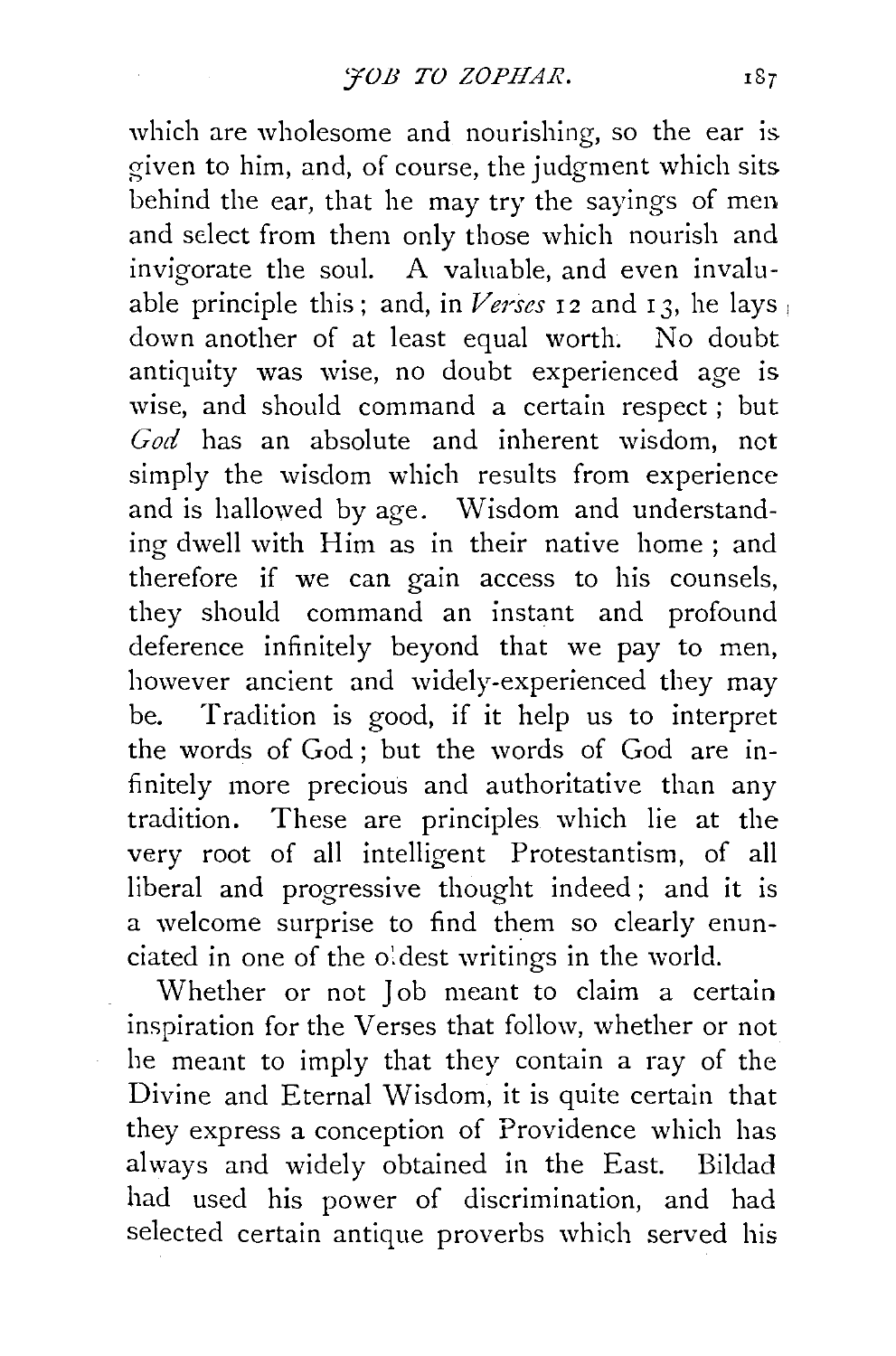which are wholesome and nourishing, so the ear is given to him, and, of course, the judgment which sits behind the ear, that he may try the sayings of men and select from them only those which nourish and invigorate the soul. A valuable, and even invaluable principle this; and, in *Verses* 12 and 13, he lays down another of at least equal worth. No doubt antiquity was wise, no doubt experienced age is wise, and should command a certain respect; but *God* has an absolute and inherent wisdom, not simply the wisdom which results from experience and is hallowed by age. Wisdom and understanding dwell with Him as in their native home; and therefore if we can gain access to his counsels, they should command an instant and profound deference infinitely beyond that we pay to men, however ancient and widely-experienced they may be. Tradition is good, if it help us to interpret the words of God; but the words of God are infinitely more precious and authoritative than any tradition. These are principles which lie at the very root of all intelligent Protestantism, of all liberal and progressive thought indeed; and it is a welcome surprise to find them so clearly enunciated in one of the oldest writings in the world.

Whether or not Job meant to claim a certain inspiration for the Verses that follow, whether or not he meant to imply that they contain a ray of the Divine and Eternal Wisdom, it is quite certain that they express a conception of Providence which has always and widely obtained in the East. Bildad had used his power of discrimination, and had selected certain antique proverbs which served his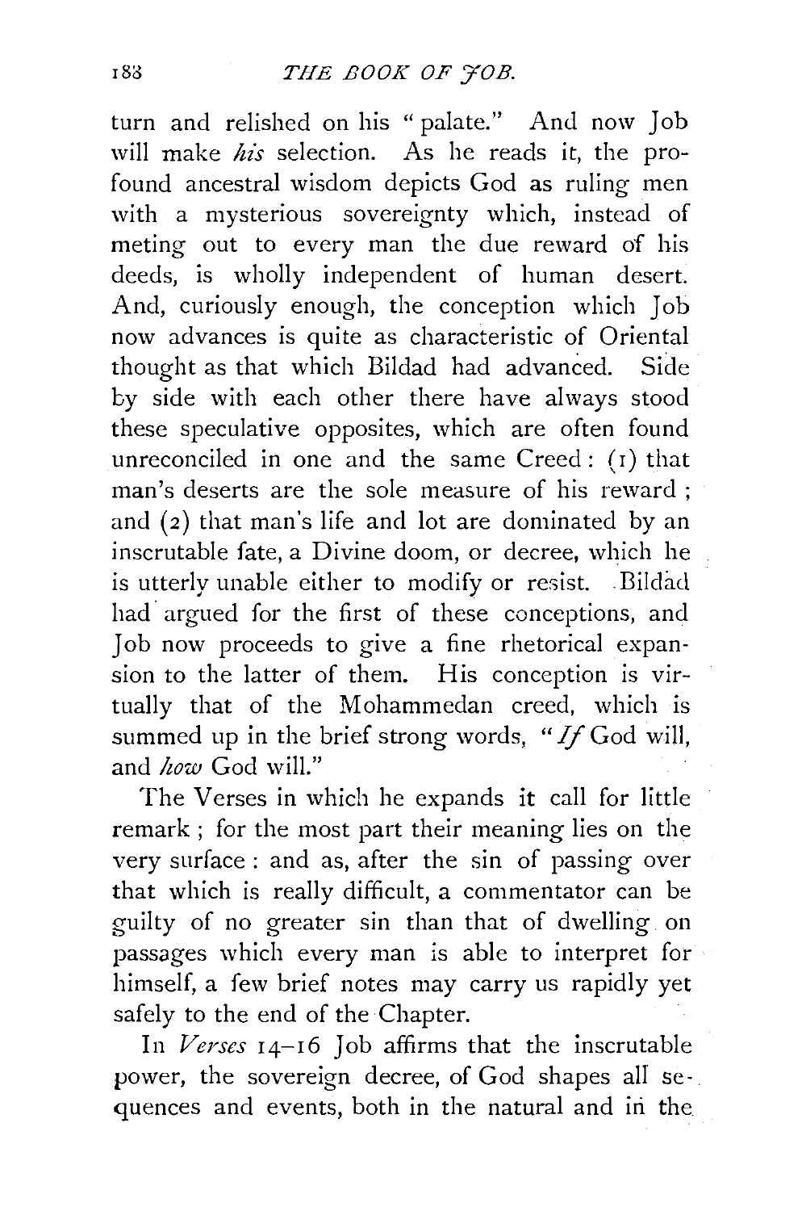turn and relished on his "palate." And now Job will make *his* selection. As he reads it, the profound ancestral wisdom depicts God as ruling men with a mysterious sovereignty which, instead of meting out to every man the due reward of his deeds, is wholly independent of human desert. And, curiously enough, the conception which Job now advances is quite as characteristic of Oriental thought as that which Bildad had advanced. Side by side with each other there have always stood these speculative opposites, which are often found unreconciled in one and the same Creed: (1) that man's deserts are the sole measure of his reward; and (2) that man's life and lot are dominated by an inscrutable fate, a Divine doom, or decree, which he is utterly unable either to modify or resist. Bildad had argued for the first of these conceptions, and Job now proceeds to give a fine rhetorical expansion to the latter of them. His conception is virtually that of the Mohammedan creed, which is summed up in the brief strong words, "*If* God will, and *how* God will."

The Verses in which he expands it call for little remark; for the most part their meaning lies on the very surface: and as, after the sin of passing over that which is really difficult, a commentator can be guilty of no greater sin than that of dwelling on passages which every man is able to interpret for himself, a few brief notes may carry us rapidly yet safely to the end of the Chapter.

In *Verses* 14–16 Job affirms that the inscrutable power, the sovereign decree, of God shapes all sequences and events, both in the natural and in the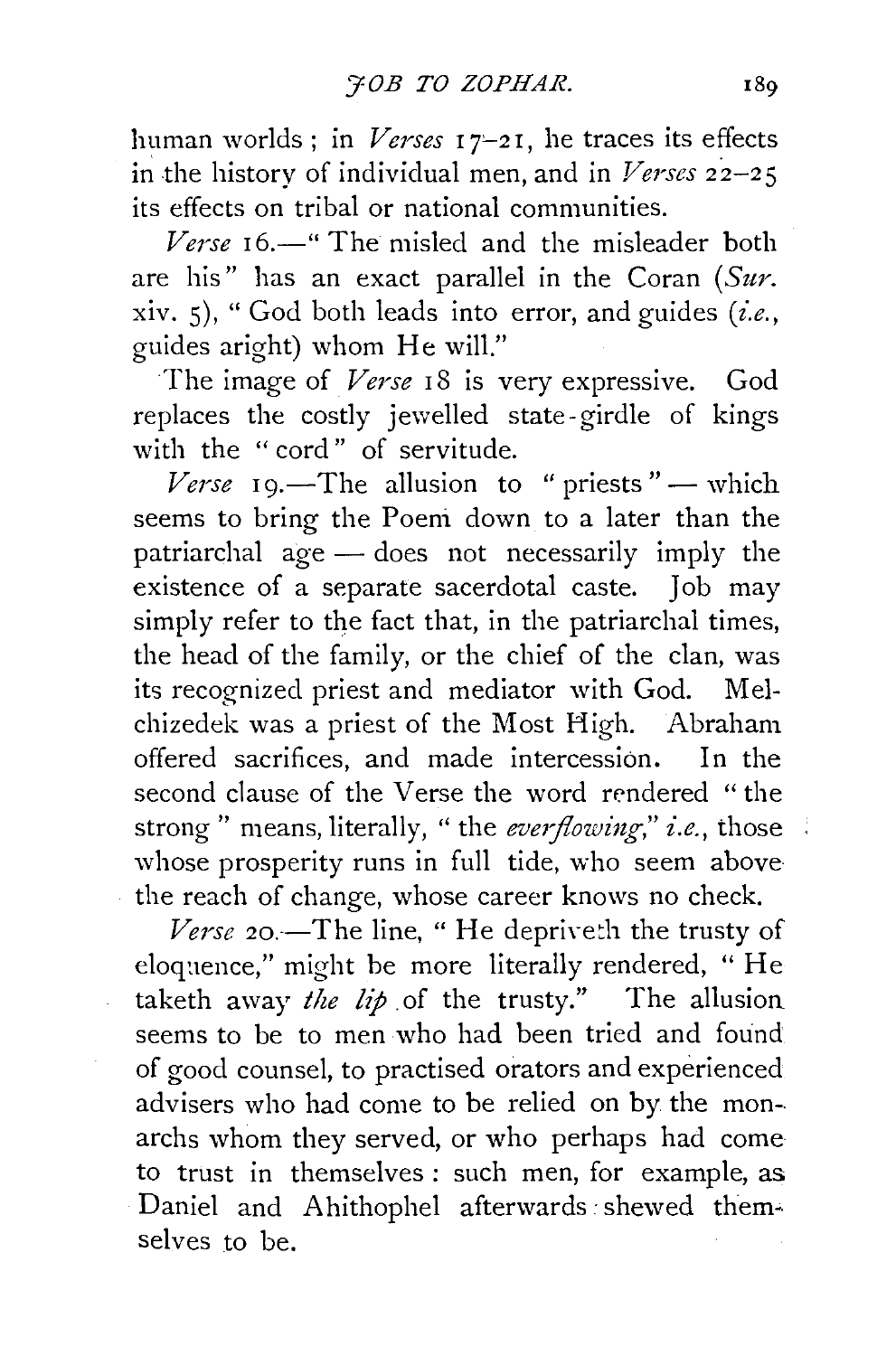human worlds; in *Verses* 17–21, he traces its effects in the history of individual men, and in *Verses* 22–25 its effects on tribal or national communities.

*Verse* 16.—"The misled and the misleader both are his" has an exact parallel in the Coran (*Sur.* xiv. 5), "God both leads into error, and guides (*i.e.*, guides aright) whom He will."

The image of *Verse* 18 is very expressive. God replaces the costly jewelled state-girdle of kings with the "cord" of servitude.

*Verse* 19.—The allusion to "priests"—which seems to bring the Poem down to a later than the patriarchal age—does not necessarily imply the existence of a separate sacerdotal caste. Job may simply refer to the fact that, in the patriarchal times, the head of the family, or the chief of the clan, was its recognized priest and mediator with God. Melchizedek was a priest of the Most High. Abraham offered sacrifices, and made intercession. In the second clause of the Verse the word rendered "the strong" means, literally, "the *everflowing*," *i.e.*, those whose prosperity runs in full tide, who seem above the reach of change, whose career knows no check.

*Verse* 20.—The line, "He depriveth the trusty of eloquence," might be more literally rendered, "He taketh away *the lip* of the trusty." The allusion seems to be to men who had been tried and found of good counsel, to practised orators and experienced advisers who had come to be relied on by the monarchs whom they served, or who perhaps had come to trust in themselves: such men, for example, as Daniel and Ahithophel afterwards shewed themselves to be.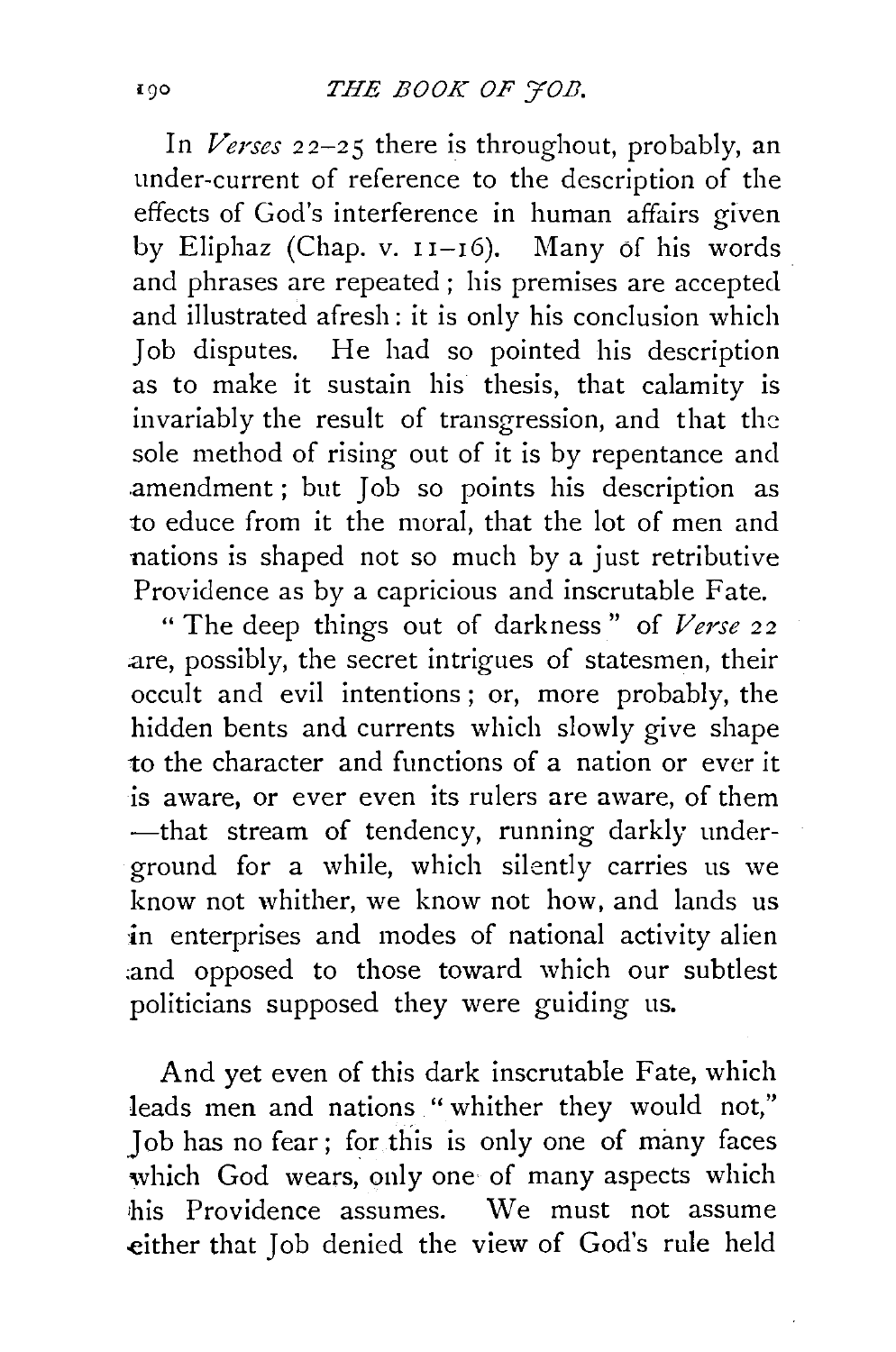In *Verses* 22–25 there is throughout, probably, an under-current of reference to the description of the effects of God's interference in human affairs given by Eliphaz (Chap. v. 11–16). Many of his words and phrases are repeated; his premises are accepted and illustrated afresh: it is only his conclusion which Job disputes. He had so pointed his description as to make it sustain his thesis, that calamity is invariably the result of transgression, and that the sole method of rising out of it is by repentance and amendment; but Job so points his description as to educe from it the moral, that the lot of men and nations is shaped not so much by a just retributive Providence as by a capricious and inscrutable Fate.

"The deep things out of darkness" of *Verse* 22 are, possibly, the secret intrigues of statesmen, their occult and evil intentions; or, more probably, the hidden bents and currents which slowly give shape to the character and functions of a nation or ever it is aware, or ever even its rulers are aware, of them —that stream of tendency, running darkly underground for a while, which silently carries us we know not whither, we know not how, and lands us in enterprises and modes of national activity alien and opposed to those toward which our subtlest politicians supposed they were guiding us.

And yet even of this dark inscrutable Fate, which leads men and nations "whither they would not," Job has no fear; for this is only one of many faces which God wears, only one of many aspects which his Providence assumes. We must not assume either that Job denied the view of God's rule held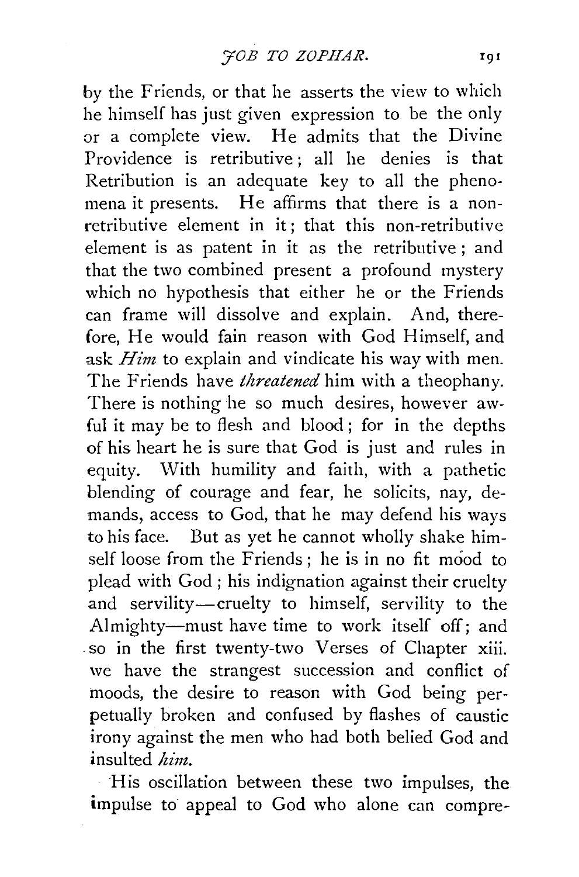by the Friends, or that he asserts the view to which he himself has just given expression to be the only or a complete view. He admits that the Divine Providence is retributive; all he denies is that Retribution is an adequate key to all the phenomena it presents. He affirms that there is a non-retributive element in it; that this non-retributive element is as patent in it as the retributive; and that the two combined present a profound mystery which no hypothesis that either he or the Friends can frame will dissolve and explain. And, therefore, He would fain reason with God Himself, and ask *Him* to explain and vindicate his way with men. The Friends have *threatened* him with a theophany. There is nothing he so much desires, however awful it may be to flesh and blood; for in the depths of his heart he is sure that God is just and rules in equity. With humility and faith, with a pathetic blending of courage and fear, he solicits, nay, demands, access to God, that he may defend his ways to his face. But as yet he cannot wholly shake himself loose from the Friends; he is in no fit mood to plead with God; his indignation against their cruelty and servility—cruelty to himself, servility to the Almighty—must have time to work itself off; and so in the first twenty-two Verses of Chapter xiii. we have the strangest succession and conflict of moods, the desire to reason with God being perpetually broken and confused by flashes of caustic irony against the men who had both belied God and insulted *him*.

His oscillation between these two impulses, the impulse to appeal to God who alone can compre-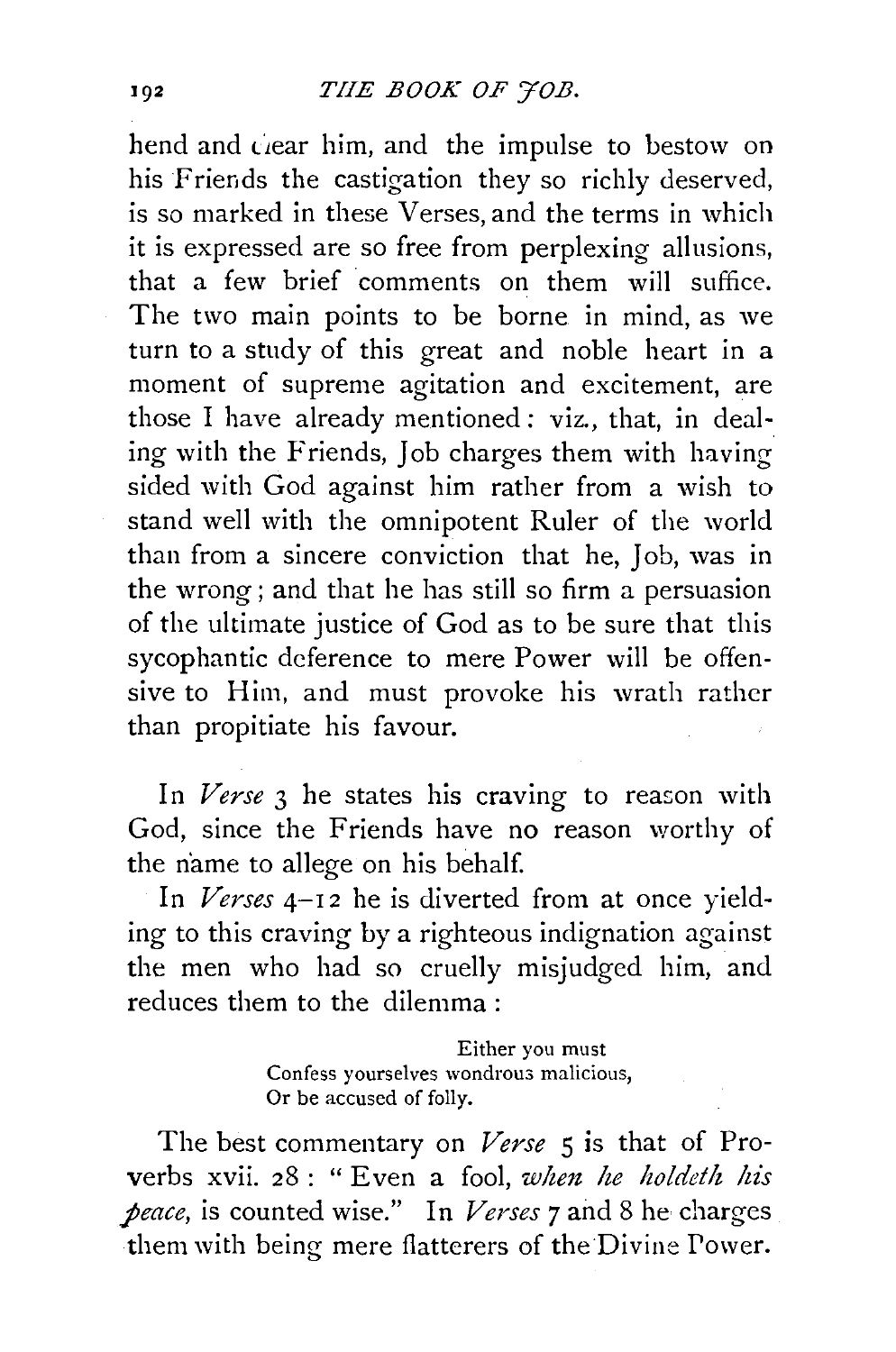hend and clear him, and the impulse to bestow on his Friends the castigation they so richly deserved, is so marked in these Verses, and the terms in which it is expressed are so free from perplexing allusions, that a few brief comments on them will suffice. The two main points to be borne in mind, as we turn to a study of this great and noble heart in a moment of supreme agitation and excitement, are those I have already mentioned: viz., that, in dealing with the Friends, Job charges them with having sided with God against him rather from a wish to stand well with the omnipotent Ruler of the world than from a sincere conviction that he, Job, was in the wrong; and that he has still so firm a persuasion of the ultimate justice of God as to be sure that this sycophantic deference to mere Power will be offensive to Him, and must provoke his wrath rather than propitiate his favour.

In *Verse* 3 he states his craving to reason with God, since the Friends have no reason worthy of the name to allege on his behalf.

In *Verses* 4–12 he is diverted from at once yielding to this craving by a righteous indignation against the men who had so cruelly misjudged him, and reduces them to the dilemma:

> Either you must
> Confess yourselves wondrous malicious,
> Or be accused of folly.

The best commentary on *Verse* 5 is that of Proverbs xvii. 28: "Even a fool, *when he holdeth his peace*, is counted wise." In *Verses* 7 and 8 he charges them with being mere flatterers of the Divine Power.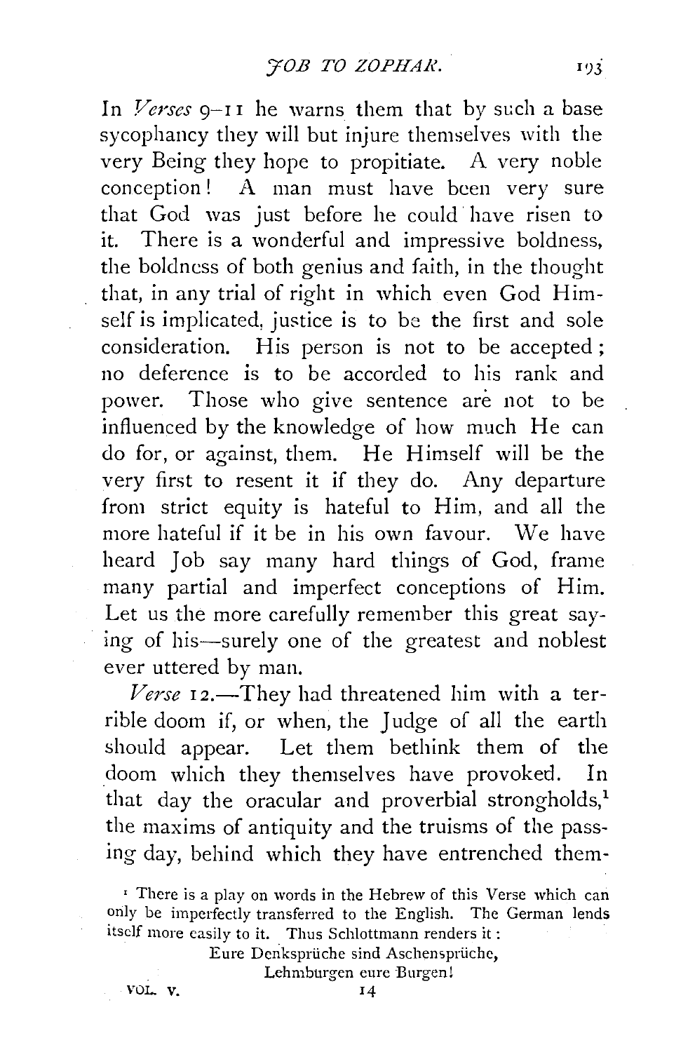In *Verses* 9–11 he warns them that by such a base sycophancy they will but injure themselves with the very Being they hope to propitiate. A very noble conception! A man must have been very sure that God was just before he could have risen to it. There is a wonderful and impressive boldness, the boldness of both genius and faith, in the thought that, in any trial of right in which even God Himself is implicated, justice is to be the first and sole consideration. His person is not to be accepted; no deference is to be accorded to his rank and power. Those who give sentence are not to be influenced by the knowledge of how much He can do for, or against, them. He Himself will be the very first to resent it if they do. Any departure from strict equity is hateful to Him, and all the more hateful if it be in his own favour. We have heard Job say many hard things of God, frame many partial and imperfect conceptions of Him. Let us the more carefully remember this great saying of his—surely one of the greatest and noblest ever uttered by man.

*Verse* 12.—They had threatened him with a terrible doom if, or when, the Judge of all the earth should appear. Let them bethink them of the doom which they themselves have provoked. In that day the oracular and proverbial strongholds,[1] the maxims of antiquity and the truisms of the passing day, behind which they have entrenched them-

[1] There is a play on words in the Hebrew of this Verse which can only be imperfectly transferred to the English. The German lends itself more easily to it. Thus Schlottmann renders it:

Eure Denksprüche sind Aschensprüche,
Lehmburgen eure Burgen!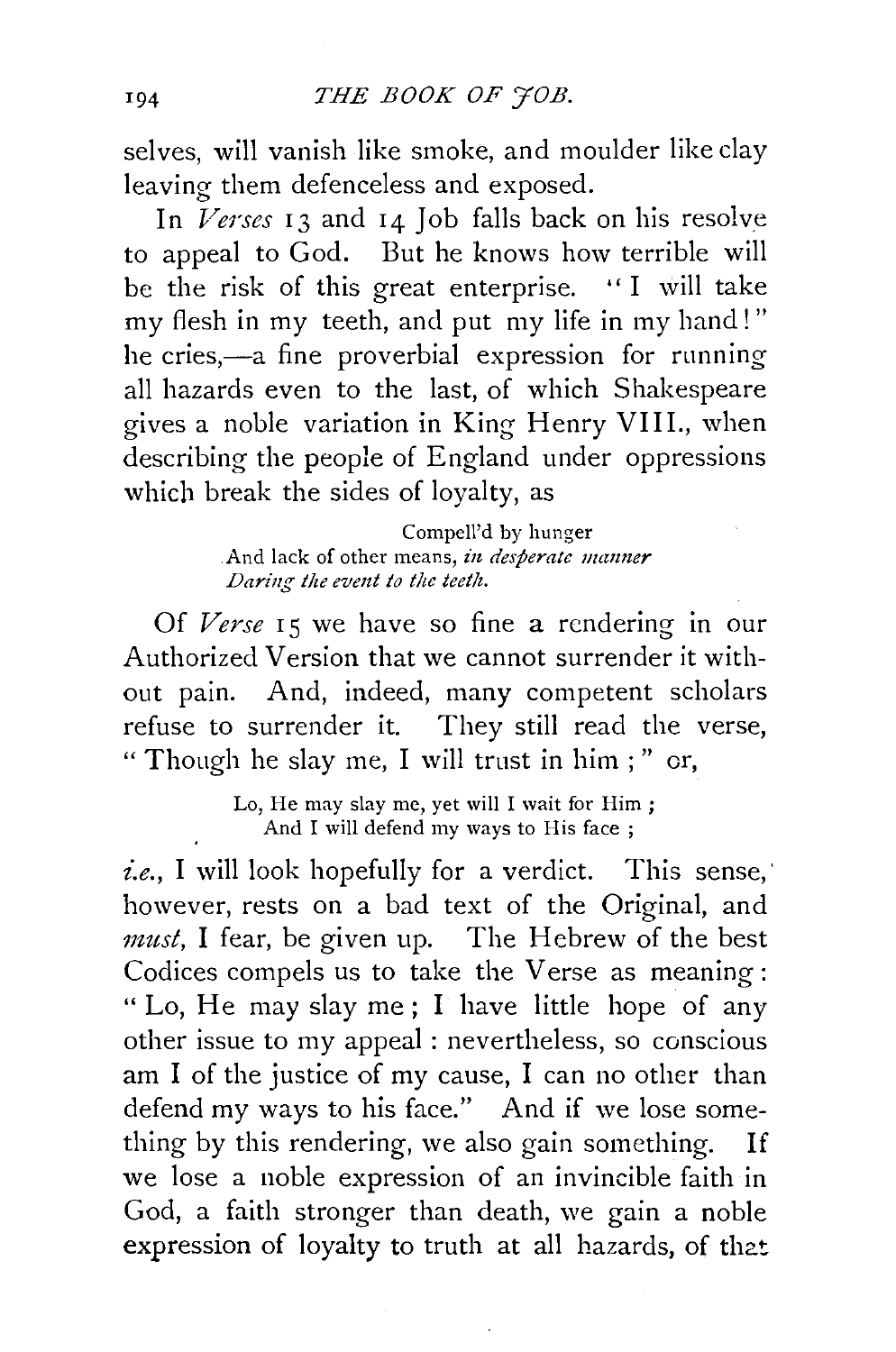selves, will vanish like smoke, and moulder like clay leaving them defenceless and exposed.

In *Verses* 13 and 14 Job falls back on his resolve to appeal to God. But he knows how terrible will be the risk of this great enterprise. "I will take my flesh in my teeth, and put my life in my hand!" he cries,—a fine proverbial expression for running all hazards even to the last, of which Shakespeare gives a noble variation in King Henry VIII., when describing the people of England under oppressions which break the sides of loyalty, as

> Compell'd by hunger
> And lack of other means, *in desperate manner*
> *Daring the event to the teeth.*

Of *Verse* 15 we have so fine a rendering in our Authorized Version that we cannot surrender it without pain. And, indeed, many competent scholars refuse to surrender it. They still read the verse, "Though he slay me, I will trust in him;" or,

> Lo, He may slay me, yet will I wait for Him;
> And I will defend my ways to His face;

*i.e.*, I will look hopefully for a verdict. This sense, however, rests on a bad text of the Original, and *must*, I fear, be given up. The Hebrew of the best Codices compels us to take the Verse as meaning: "Lo, He may slay me; I have little hope of any other issue to my appeal: nevertheless, so conscious am I of the justice of my cause, I can no other than defend my ways to his face." And if we lose something by this rendering, we also gain something. If we lose a noble expression of an invincible faith in God, a faith stronger than death, we gain a noble expression of loyalty to truth at all hazards, of that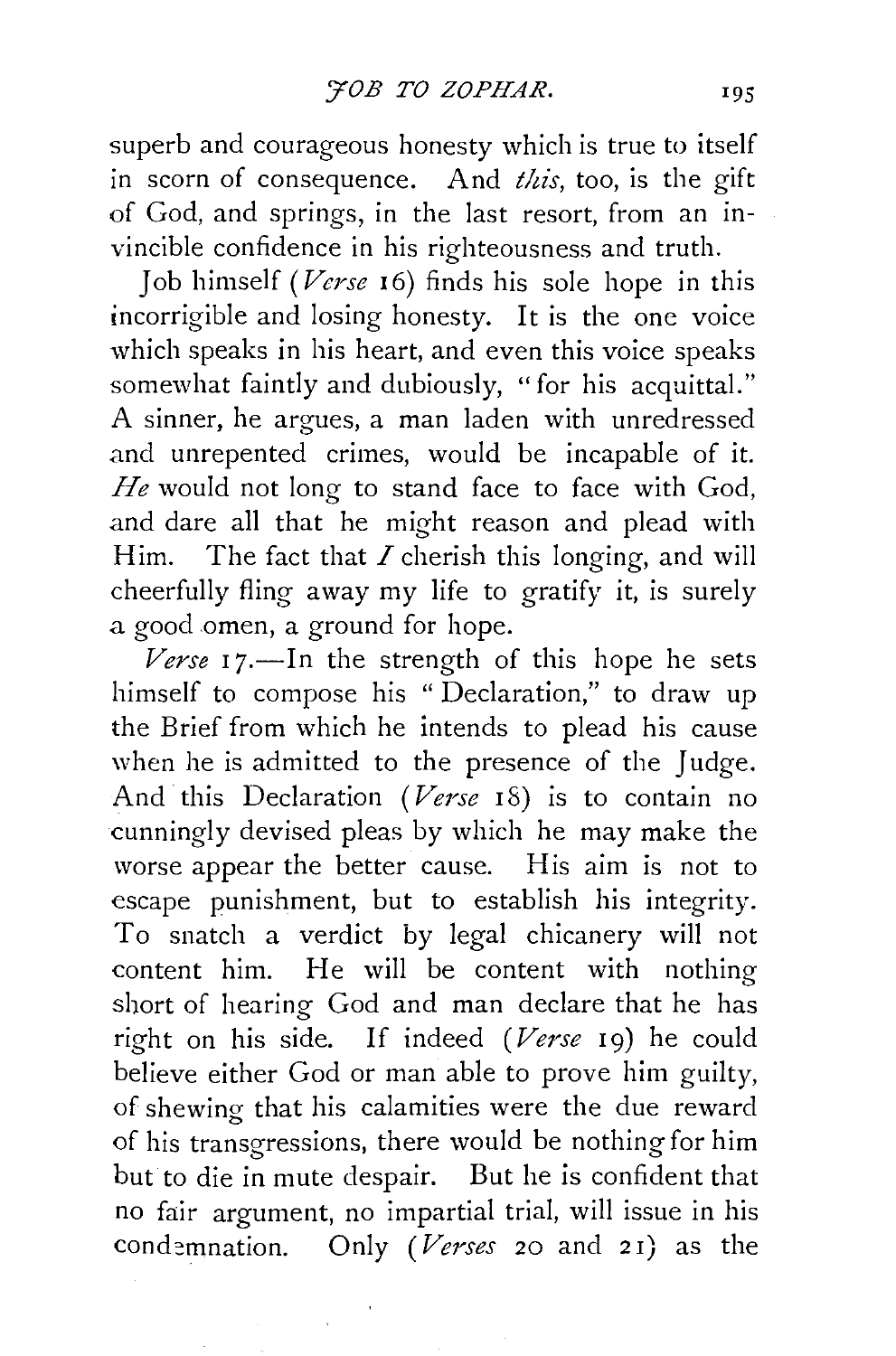superb and courageous honesty which is true to itself in scorn of consequence. And *this*, too, is the gift of God, and springs, in the last resort, from an invincible confidence in his righteousness and truth.

Job himself (*Verse* 16) finds his sole hope in this incorrigible and losing honesty. It is the one voice which speaks in his heart, and even this voice speaks somewhat faintly and dubiously, "for his acquittal." A sinner, he argues, a man laden with unredressed and unrepented crimes, would be incapable of it. *He* would not long to stand face to face with God, and dare all that he might reason and plead with Him. The fact that *I* cherish this longing, and will cheerfully fling away my life to gratify it, is surely a good omen, a ground for hope.

*Verse* 17.—In the strength of this hope he sets himself to compose his "Declaration," to draw up the Brief from which he intends to plead his cause when he is admitted to the presence of the Judge. And this Declaration (*Verse* 18) is to contain no cunningly devised pleas by which he may make the worse appear the better cause. His aim is not to escape punishment, but to establish his integrity. To snatch a verdict by legal chicanery will not content him. He will be content with nothing short of hearing God and man declare that he has right on his side. If indeed (*Verse* 19) he could believe either God or man able to prove him guilty, of shewing that his calamities were the due reward of his transgressions, there would be nothing for him but to die in mute despair. But he is confident that no fair argument, no impartial trial, will issue in his condemnation. Only (*Verses* 20 and 21) as the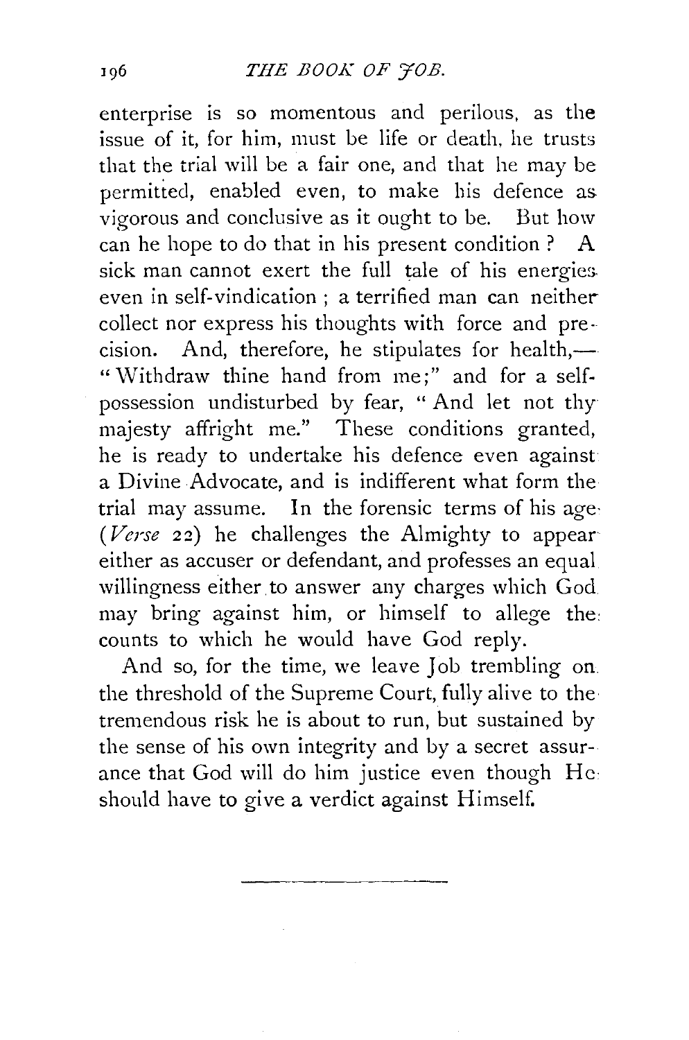enterprise is so momentous and perilous, as the issue of it, for him, must be life or death, he trusts that the trial will be a fair one, and that he may be permitted, enabled even, to make his defence as vigorous and conclusive as it ought to be. But how can he hope to do that in his present condition? A sick man cannot exert the full tale of his energies even in self-vindication; a terrified man can neither collect nor express his thoughts with force and precision. And, therefore, he stipulates for health,—"Withdraw thine hand from me;" and for a self-possession undisturbed by fear, "And let not thy majesty affright me." These conditions granted, he is ready to undertake his defence even against a Divine Advocate, and is indifferent what form the trial may assume. In the forensic terms of his age (*Verse* 22) he challenges the Almighty to appear either as accuser or defendant, and professes an equal willingness either to answer any charges which God may bring against him, or himself to allege the counts to which he would have God reply.

And so, for the time, we leave Job trembling on the threshold of the Supreme Court, fully alive to the tremendous risk he is about to run, but sustained by the sense of his own integrity and by a secret assurance that God will do him justice even though He should have to give a verdict against Himself.

---